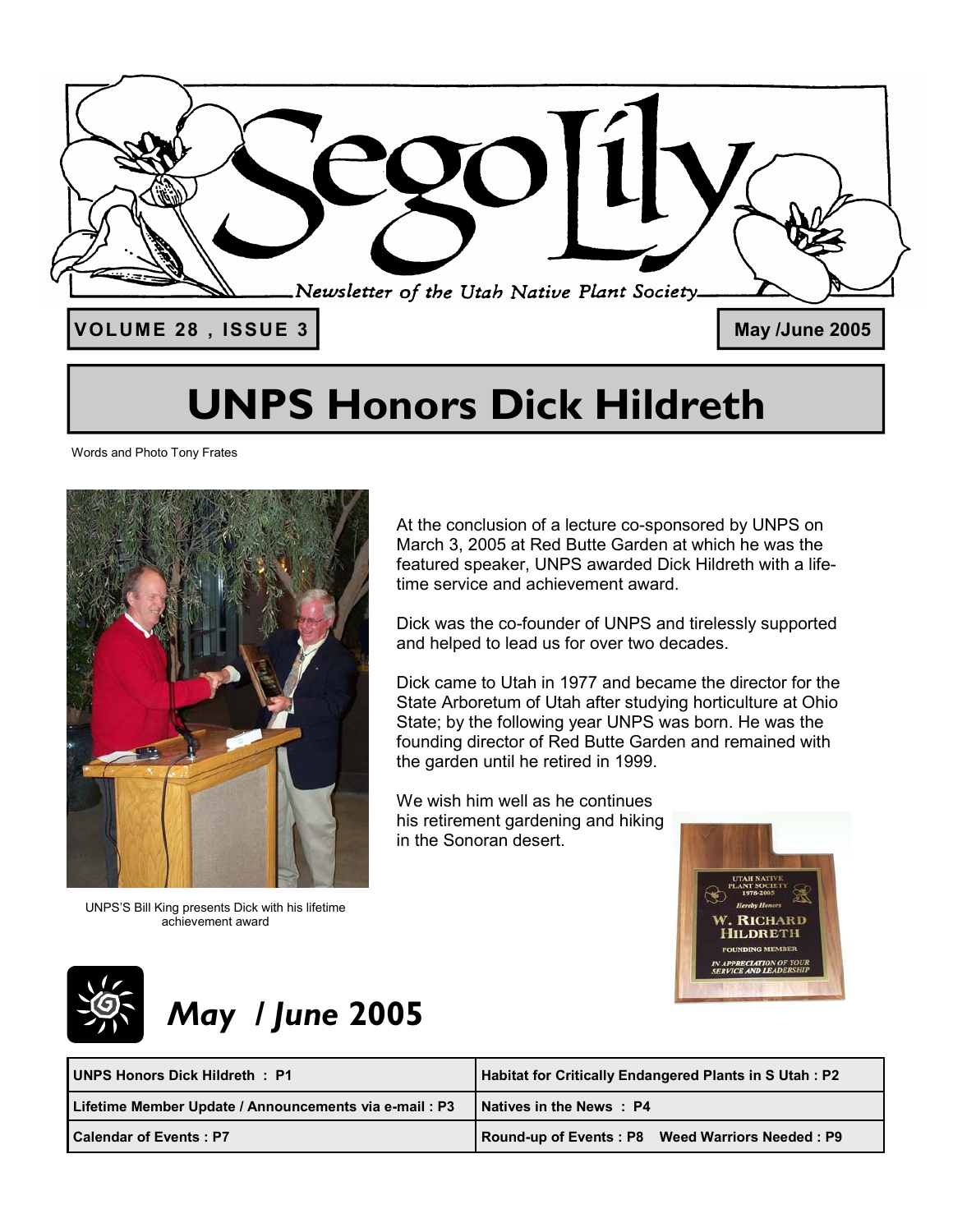# Sego Lily

*Newsletter of the Utah Native Plant Society*

**VOLUME 28 , ISSUE 3** **May /June 2005**

# UNPS Honors Dick Hildreth

Words and Photo Tony Frates

UNPS'S Bill King presents Dick with his lifetime achievement award

At the conclusion of a lecture co-sponsored by UNPS on March 3, 2005 at Red Butte Garden at which he was the featured speaker, UNPS awarded Dick Hildreth with a life-time service and achievement award.

Dick was the co-founder of UNPS and tirelessly supported and helped to lead us for over two decades.

Dick came to Utah in 1977 and became the director for the State Arboretum of Utah after studying horticulture at Ohio State; by the following year UNPS was born. He was the founding director of Red Butte Garden and remained with the garden until he retired in 1999.

We wish him well as he continues his retirement gardening and hiking in the Sonoran desert.

## *May / June* 2005

| UNPS Honors Dick Hildreth : P1 | Habitat for Critically Endangered Plants in S Utah : P2 |
|---|---|
| Lifetime Member Update / Announcements via e-mail : P3 | Natives in the News : P4 |
| Calendar of Events : P7 | Round-up of Events : P8 Weed Warriors Needed : P9 |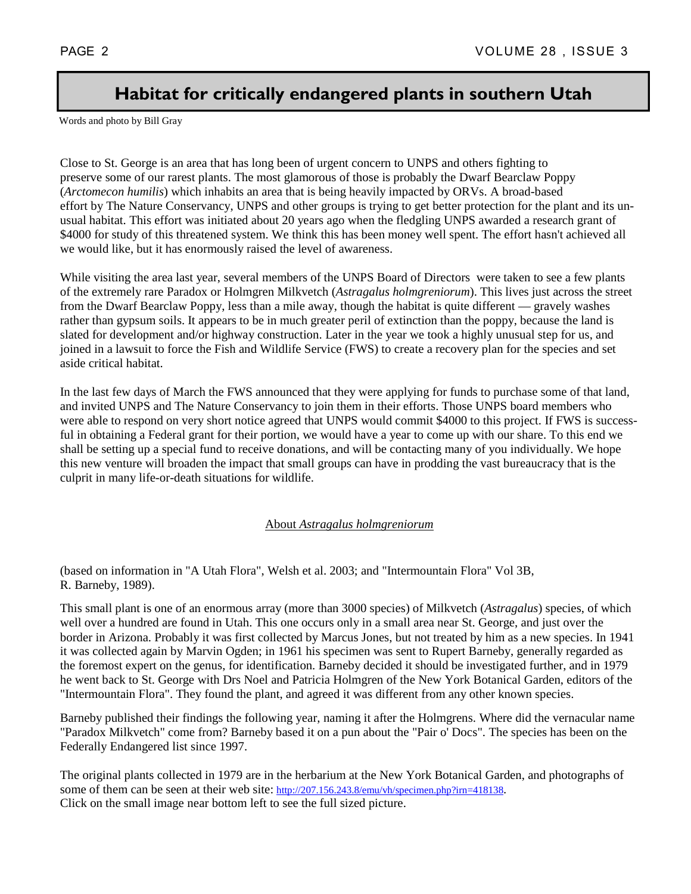# Habitat for critically endangered plants in southern Utah

Words and photo by Bill Gray

Close to St. George is an area that has long been of urgent concern to UNPS and others fighting to preserve some of our rarest plants. The most glamorous of those is probably the Dwarf Bearclaw Poppy (*Arctomecon humilis*) which inhabits an area that is being heavily impacted by ORVs. A broad-based effort by The Nature Conservancy, UNPS and other groups is trying to get better protection for the plant and its unusual habitat. This effort was initiated about 20 years ago when the fledgling UNPS awarded a research grant of $4000 for study of this threatened system. We think this has been money well spent. The effort hasn't achieved all we would like, but it has enormously raised the level of awareness.

While visiting the area last year, several members of the UNPS Board of Directors were taken to see a few plants of the extremely rare Paradox or Holmgren Milkvetch (*Astragalus holmgreniorum*). This lives just across the street from the Dwarf Bearclaw Poppy, less than a mile away, though the habitat is quite different — gravely washes rather than gypsum soils. It appears to be in much greater peril of extinction than the poppy, because the land is slated for development and/or highway construction. Later in the year we took a highly unusual step for us, and joined in a lawsuit to force the Fish and Wildlife Service (FWS) to create a recovery plan for the species and set aside critical habitat.

In the last few days of March the FWS announced that they were applying for funds to purchase some of that land, and invited UNPS and The Nature Conservancy to join them in their efforts. Those UNPS board members who were able to respond on very short notice agreed that UNPS would commit $4000 to this project. If FWS is successful in obtaining a Federal grant for their portion, we would have a year to come up with our share. To this end we shall be setting up a special fund to receive donations, and will be contacting many of you individually. We hope this new venture will broaden the impact that small groups can have in prodding the vast bureaucracy that is the culprit in many life-or-death situations for wildlife.

## About *Astragalus holmgreniorum*

(based on information in "A Utah Flora", Welsh et al. 2003; and "Intermountain Flora" Vol 3B, R. Barneby, 1989).

This small plant is one of an enormous array (more than 3000 species) of Milkvetch (*Astragalus*) species, of which well over a hundred are found in Utah. This one occurs only in a small area near St. George, and just over the border in Arizona. Probably it was first collected by Marcus Jones, but not treated by him as a new species. In 1941 it was collected again by Marvin Ogden; in 1961 his specimen was sent to Rupert Barneby, generally regarded as the foremost expert on the genus, for identification. Barneby decided it should be investigated further, and in 1979 he went back to St. George with Drs Noel and Patricia Holmgren of the New York Botanical Garden, editors of the "Intermountain Flora". They found the plant, and agreed it was different from any other known species.

Barneby published their findings the following year, naming it after the Holmgrens. Where did the vernacular name "Paradox Milkvetch" come from? Barneby based it on a pun about the "Pair o' Docs". The species has been on the Federally Endangered list since 1997.

The original plants collected in 1979 are in the herbarium at the New York Botanical Garden, and photographs of some of them can be seen at their web site: http://207.156.243.8/emu/vh/specimen.php?irn=418138. Click on the small image near bottom left to see the full sized picture.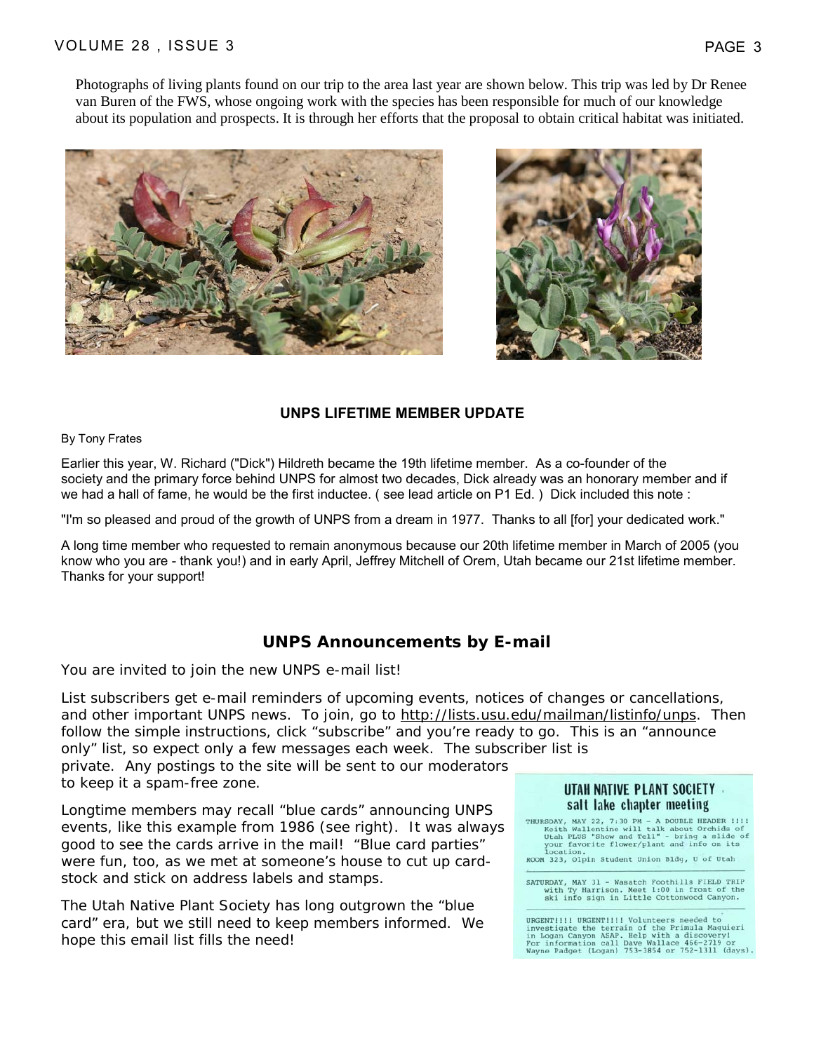Photographs of living plants found on our trip to the area last year are shown below. This trip was led by Dr Renee van Buren of the FWS, whose ongoing work with the species has been responsible for much of our knowledge about its population and prospects. It is through her efforts that the proposal to obtain critical habitat was initiated.

## UNPS LIFETIME MEMBER UPDATE

By Tony Frates

Earlier this year, W. Richard ("Dick") Hildreth became the 19th lifetime member. As a co-founder of the society and the primary force behind UNPS for almost two decades, Dick already was an honorary member and if we had a hall of fame, he would be the first inductee. ( see lead article on P1 Ed. ) Dick included this note :

"I'm so pleased and proud of the growth of UNPS from a dream in 1977. Thanks to all [for] your dedicated work."

A long time member who requested to remain anonymous because our 20th lifetime member in March of 2005 (you know who you are - thank you!) and in early April, Jeffrey Mitchell of Orem, Utah became our 21st lifetime member. Thanks for your support!

## UNPS Announcements by E-mail

You are invited to join the new UNPS e-mail list!

List subscribers get e-mail reminders of upcoming events, notices of changes or cancellations, and other important UNPS news. To join, go to http://lists.usu.edu/mailman/listinfo/unps. Then follow the simple instructions, click "subscribe" and you're ready to go. This is an "announce only" list, so expect only a few messages each week. The subscriber list is private. Any postings to the site will be sent to our moderators to keep it a spam-free zone.

Longtime members may recall "blue cards" announcing UNPS events, like this example from 1986 (see right). It was always good to see the cards arrive in the mail! "Blue card parties" were fun, too, as we met at someone's house to cut up card-stock and stick on address labels and stamps.

The Utah Native Plant Society has long outgrown the "blue card" era, but we still need to keep members informed. We hope this email list fills the need!

**UTAH NATIVE PLANT SOCIETY**
**salt lake chapter meeting**

THURSDAY, MAY 22, 7:30 PM – A DOUBLE HEADER !!!! Keith Wallentine will talk about Orchids of Utah PLUS "Show and Tell" – bring a slide of your favorite flower/plant and info on its location.
ROOM 323, Olpin Student Union Bldg, U of Utah

SATURDAY, MAY 31 – Wasatch Foothills FIELD TRIP with Ty Harrison. Meet 1:00 in front of the ski info sign in Little Cottonwood Canyon.

URGENT!!!! URGENT!!!! Volunteers needed to investigate the terrain of the Primula Maguieri in Logan Canyon ASAP. Help with a discovery! For information call Dave Wallace 466-2719 or Wayne Padget (Logan) 753-3854 or 752-1311 (days).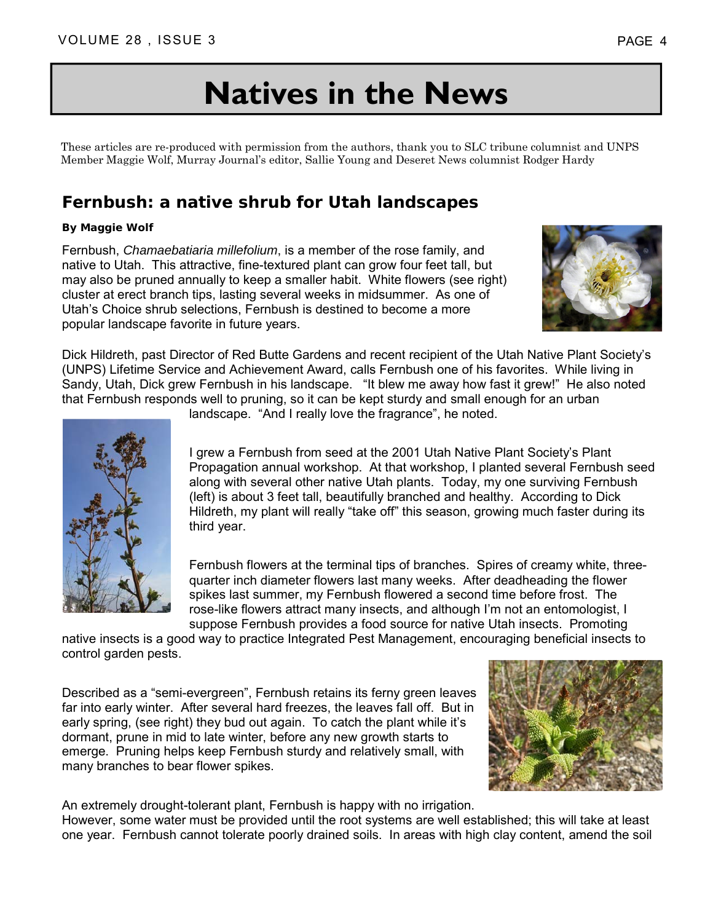# Natives in the News

These articles are re-produced with permission from the authors, thank you to SLC tribune columnist and UNPS Member Maggie Wolf, Murray Journal's editor, Sallie Young and Deseret News columnist Rodger Hardy

## Fernbush: a native shrub for Utah landscapes

**By Maggie Wolf**

Fernbush, *Chamaebatiaria millefolium*, is a member of the rose family, and native to Utah. This attractive, fine-textured plant can grow four feet tall, but may also be pruned annually to keep a smaller habit. White flowers (see right) cluster at erect branch tips, lasting several weeks in midsummer. As one of Utah's Choice shrub selections, Fernbush is destined to become a more popular landscape favorite in future years.

Dick Hildreth, past Director of Red Butte Gardens and recent recipient of the Utah Native Plant Society's (UNPS) Lifetime Service and Achievement Award, calls Fernbush one of his favorites. While living in Sandy, Utah, Dick grew Fernbush in his landscape. "It blew me away how fast it grew!" He also noted that Fernbush responds well to pruning, so it can be kept sturdy and small enough for an urban landscape. "And I really love the fragrance", he noted.

I grew a Fernbush from seed at the 2001 Utah Native Plant Society's Plant Propagation annual workshop. At that workshop, I planted several Fernbush seed along with several other native Utah plants. Today, my one surviving Fernbush (left) is about 3 feet tall, beautifully branched and healthy. According to Dick Hildreth, my plant will really "take off" this season, growing much faster during its third year.

Fernbush flowers at the terminal tips of branches. Spires of creamy white, three-quarter inch diameter flowers last many weeks. After deadheading the flower spikes last summer, my Fernbush flowered a second time before frost. The rose-like flowers attract many insects, and although I'm not an entomologist, I suppose Fernbush provides a food source for native Utah insects. Promoting native insects is a good way to practice Integrated Pest Management, encouraging beneficial insects to control garden pests.

Described as a "semi-evergreen", Fernbush retains its ferny green leaves far into early winter. After several hard freezes, the leaves fall off. But in early spring, (see right) they bud out again. To catch the plant while it's dormant, prune in mid to late winter, before any new growth starts to emerge. Pruning helps keep Fernbush sturdy and relatively small, with many branches to bear flower spikes.

An extremely drought-tolerant plant, Fernbush is happy with no irrigation. However, some water must be provided until the root systems are well established; this will take at least one year. Fernbush cannot tolerate poorly drained soils. In areas with high clay content, amend the soil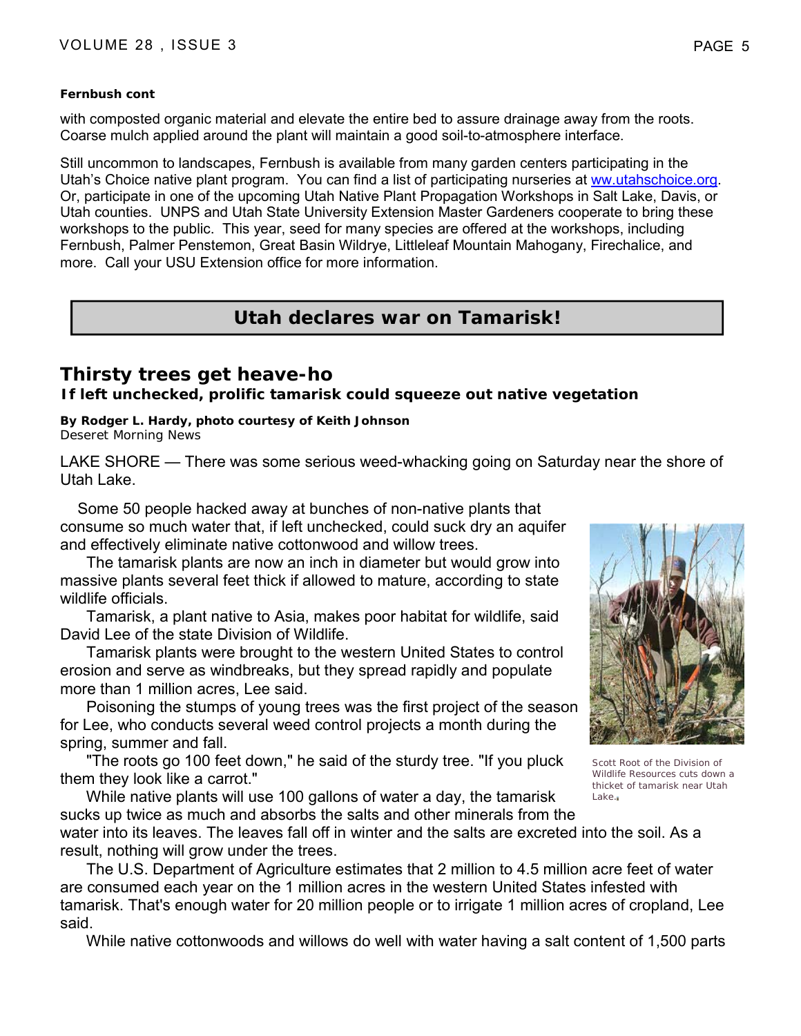**Fernbush cont**

with composted organic material and elevate the entire bed to assure drainage away from the roots. Coarse mulch applied around the plant will maintain a good soil-to-atmosphere interface.

Still uncommon to landscapes, Fernbush is available from many garden centers participating in the Utah's Choice native plant program. You can find a list of participating nurseries at ww.utahschoice.org. Or, participate in one of the upcoming Utah Native Plant Propagation Workshops in Salt Lake, Davis, or Utah counties. UNPS and Utah State University Extension Master Gardeners cooperate to bring these workshops to the public. This year, seed for many species are offered at the workshops, including Fernbush, Palmer Penstemon, Great Basin Wildrye, Littleleaf Mountain Mahogany, Firechalice, and more. Call your USU Extension office for more information.

## Utah declares war on Tamarisk!

## Thirsty trees get heave-ho

### If left unchecked, prolific tamarisk could squeeze out native vegetation

**By Rodger L. Hardy, photo courtesy of Keith Johnson**
Deseret Morning News

LAKE SHORE — There was some serious weed-whacking going on Saturday near the shore of Utah Lake.

Some 50 people hacked away at bunches of non-native plants that consume so much water that, if left unchecked, could suck dry an aquifer and effectively eliminate native cottonwood and willow trees.

The tamarisk plants are now an inch in diameter but would grow into massive plants several feet thick if allowed to mature, according to state wildlife officials.

Tamarisk, a plant native to Asia, makes poor habitat for wildlife, said David Lee of the state Division of Wildlife.

Tamarisk plants were brought to the western United States to control erosion and serve as windbreaks, but they spread rapidly and populate more than 1 million acres, Lee said.

Poisoning the stumps of young trees was the first project of the season for Lee, who conducts several weed control projects a month during the spring, summer and fall.

"The roots go 100 feet down," he said of the sturdy tree. "If you pluck them they look like a carrot."

Scott Root of the Division of Wildlife Resources cuts down a thicket of tamarisk near Utah Lake.

While native plants will use 100 gallons of water a day, the tamarisk sucks up twice as much and absorbs the salts and other minerals from the water into its leaves. The leaves fall off in winter and the salts are excreted into the soil. As a result, nothing will grow under the trees.

The U.S. Department of Agriculture estimates that 2 million to 4.5 million acre feet of water are consumed each year on the 1 million acres in the western United States infested with tamarisk. That's enough water for 20 million people or to irrigate 1 million acres of cropland, Lee said.

While native cottonwoods and willows do well with water having a salt content of 1,500 parts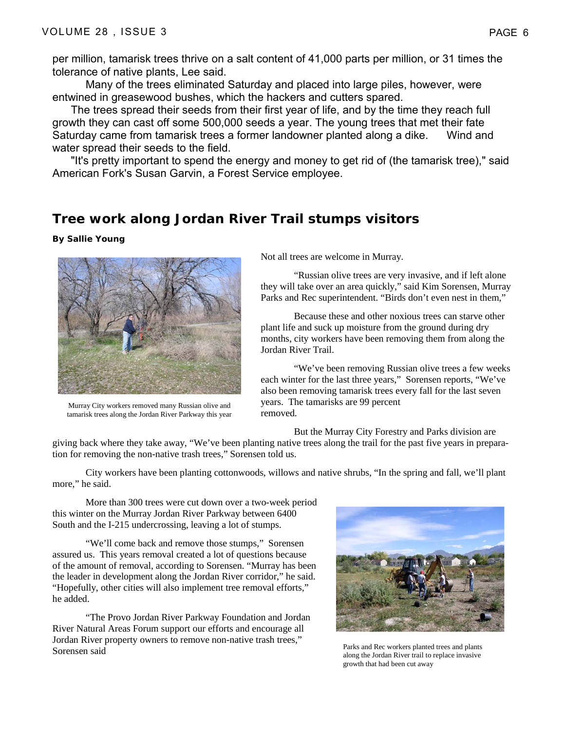per million, tamarisk trees thrive on a salt content of 41,000 parts per million, or 31 times the tolerance of native plants, Lee said.

Many of the trees eliminated Saturday and placed into large piles, however, were entwined in greasewood bushes, which the hackers and cutters spared.

The trees spread their seeds from their first year of life, and by the time they reach full growth they can cast off some 500,000 seeds a year. The young trees that met their fate Saturday came from tamarisk trees a former landowner planted along a dike. Wind and water spread their seeds to the field.

"It's pretty important to spend the energy and money to get rid of (the tamarisk tree)," said American Fork's Susan Garvin, a Forest Service employee.

## Tree work along Jordan River Trail stumps visitors

**By Sallie Young**

Murray City workers removed many Russian olive and tamarisk trees along the Jordan River Parkway this year

Not all trees are welcome in Murray.

"Russian olive trees are very invasive, and if left alone they will take over an area quickly," said Kim Sorensen, Murray Parks and Rec superintendent. "Birds don't even nest in them,"

Because these and other noxious trees can starve other plant life and suck up moisture from the ground during dry months, city workers have been removing them from along the Jordan River Trail.

"We've been removing Russian olive trees a few weeks each winter for the last three years," Sorensen reports, "We've also been removing tamarisk trees every fall for the last seven years. The tamarisks are 99 percent removed.

But the Murray City Forestry and Parks division are giving back where they take away, "We've been planting native trees along the trail for the past five years in preparation for removing the non-native trash trees," Sorensen told us.

City workers have been planting cottonwoods, willows and native shrubs, "In the spring and fall, we'll plant more," he said.

More than 300 trees were cut down over a two-week period this winter on the Murray Jordan River Parkway between 6400 South and the I-215 undercrossing, leaving a lot of stumps.

"We'll come back and remove those stumps," Sorensen assured us. This years removal created a lot of questions because of the amount of removal, according to Sorensen. "Murray has been the leader in development along the Jordan River corridor," he said. "Hopefully, other cities will also implement tree removal efforts," he added.

"The Provo Jordan River Parkway Foundation and Jordan River Natural Areas Forum support our efforts and encourage all Jordan River property owners to remove non-native trash trees," Sorensen said

Parks and Rec workers planted trees and plants along the Jordan River trail to replace invasive growth that had been cut away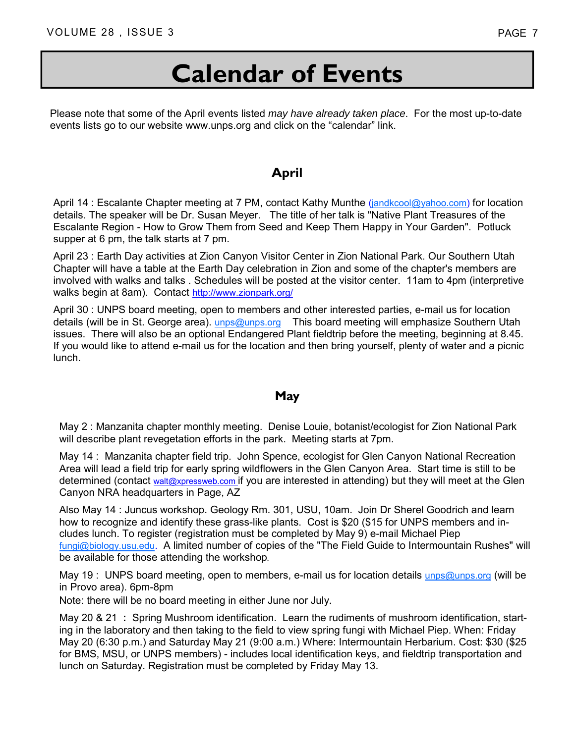# Calendar of Events

Please note that some of the April events listed *may have already taken place*. For the most up-to-date events lists go to our website www.unps.org and click on the "calendar" link.

## April

April 14 : Escalante Chapter meeting at 7 PM, contact Kathy Munthe (jandkcool@yahoo.com) for location details. The speaker will be Dr. Susan Meyer. The title of her talk is "Native Plant Treasures of the Escalante Region - How to Grow Them from Seed and Keep Them Happy in Your Garden". Potluck supper at 6 pm, the talk starts at 7 pm.

April 23 : Earth Day activities at Zion Canyon Visitor Center in Zion National Park. Our Southern Utah Chapter will have a table at the Earth Day celebration in Zion and some of the chapter's members are involved with walks and talks . Schedules will be posted at the visitor center. 11am to 4pm (interpretive walks begin at 8am). Contact http://www.zionpark.org/

April 30 : UNPS board meeting, open to members and other interested parties, e-mail us for location details (will be in St. George area). unps@unps.org This board meeting will emphasize Southern Utah issues. There will also be an optional Endangered Plant fieldtrip before the meeting, beginning at 8.45. If you would like to attend e-mail us for the location and then bring yourself, plenty of water and a picnic lunch.

## May

May 2 : Manzanita chapter monthly meeting. Denise Louie, botanist/ecologist for Zion National Park will describe plant revegetation efforts in the park. Meeting starts at 7pm.

May 14 : Manzanita chapter field trip. John Spence, ecologist for Glen Canyon National Recreation Area will lead a field trip for early spring wildflowers in the Glen Canyon Area. Start time is still to be determined (contact walt@xpressweb.com if you are interested in attending) but they will meet at the Glen Canyon NRA headquarters in Page, AZ

Also May 14 : Juncus workshop. Geology Rm. 301, USU, 10am. Join Dr Sherel Goodrich and learn how to recognize and identify these grass-like plants. Cost is $20 ($15 for UNPS members and includes lunch. To register (registration must be completed by May 9) e-mail Michael Piep fungi@biology.usu.edu. A limited number of copies of the "The Field Guide to Intermountain Rushes" will be available for those attending the workshop.

May 19 : UNPS board meeting, open to members, e-mail us for location details unps@unps.org (will be in Provo area). 6pm-8pm

Note: there will be no board meeting in either June nor July.

May 20 & 21 : Spring Mushroom identification. Learn the rudiments of mushroom identification, starting in the laboratory and then taking to the field to view spring fungi with Michael Piep. When: Friday May 20 (6:30 p.m.) and Saturday May 21 (9:00 a.m.) Where: Intermountain Herbarium. Cost: $30 ($25 for BMS, MSU, or UNPS members) - includes local identification keys, and fieldtrip transportation and lunch on Saturday. Registration must be completed by Friday May 13.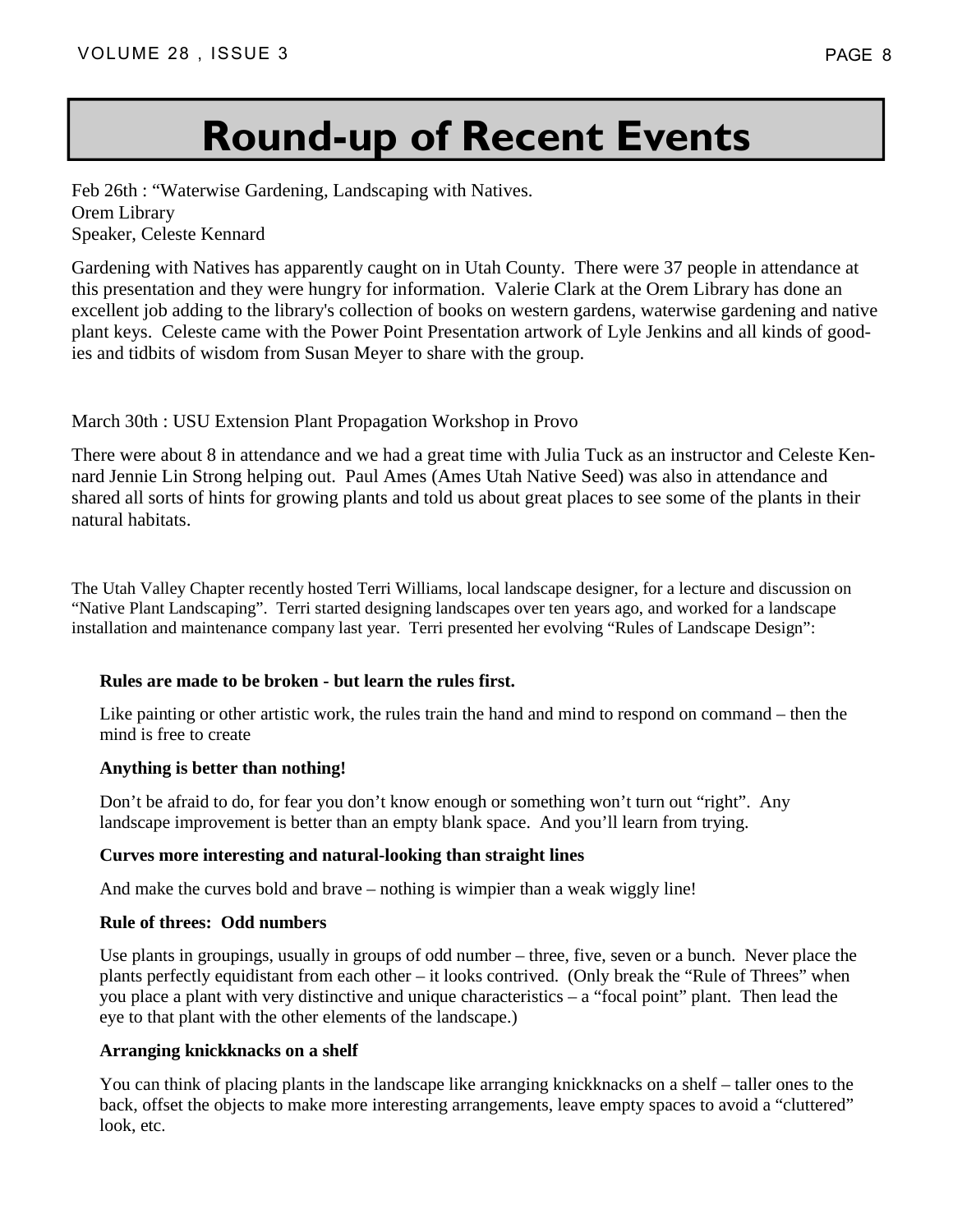# Round-up of Recent Events

Feb 26th : "Waterwise Gardening, Landscaping with Natives.
Orem Library
Speaker, Celeste Kennard

Gardening with Natives has apparently caught on in Utah County. There were 37 people in attendance at this presentation and they were hungry for information. Valerie Clark at the Orem Library has done an excellent job adding to the library's collection of books on western gardens, waterwise gardening and native plant keys. Celeste came with the Power Point Presentation artwork of Lyle Jenkins and all kinds of goodies and tidbits of wisdom from Susan Meyer to share with the group.

March 30th : USU Extension Plant Propagation Workshop in Provo

There were about 8 in attendance and we had a great time with Julia Tuck as an instructor and Celeste Kennard Jennie Lin Strong helping out. Paul Ames (Ames Utah Native Seed) was also in attendance and shared all sorts of hints for growing plants and told us about great places to see some of the plants in their natural habitats.

The Utah Valley Chapter recently hosted Terri Williams, local landscape designer, for a lecture and discussion on "Native Plant Landscaping". Terri started designing landscapes over ten years ago, and worked for a landscape installation and maintenance company last year. Terri presented her evolving "Rules of Landscape Design":

**Rules are made to be broken - but learn the rules first.**

Like painting or other artistic work, the rules train the hand and mind to respond on command – then the mind is free to create

**Anything is better than nothing!**

Don't be afraid to do, for fear you don't know enough or something won't turn out "right". Any landscape improvement is better than an empty blank space. And you'll learn from trying.

**Curves more interesting and natural-looking than straight lines**

And make the curves bold and brave – nothing is wimpier than a weak wiggly line!

**Rule of threes: Odd numbers**

Use plants in groupings, usually in groups of odd number – three, five, seven or a bunch. Never place the plants perfectly equidistant from each other – it looks contrived. (Only break the "Rule of Threes" when you place a plant with very distinctive and unique characteristics – a "focal point" plant. Then lead the eye to that plant with the other elements of the landscape.)

**Arranging knickknacks on a shelf**

You can think of placing plants in the landscape like arranging knickknacks on a shelf – taller ones to the back, offset the objects to make more interesting arrangements, leave empty spaces to avoid a "cluttered" look, etc.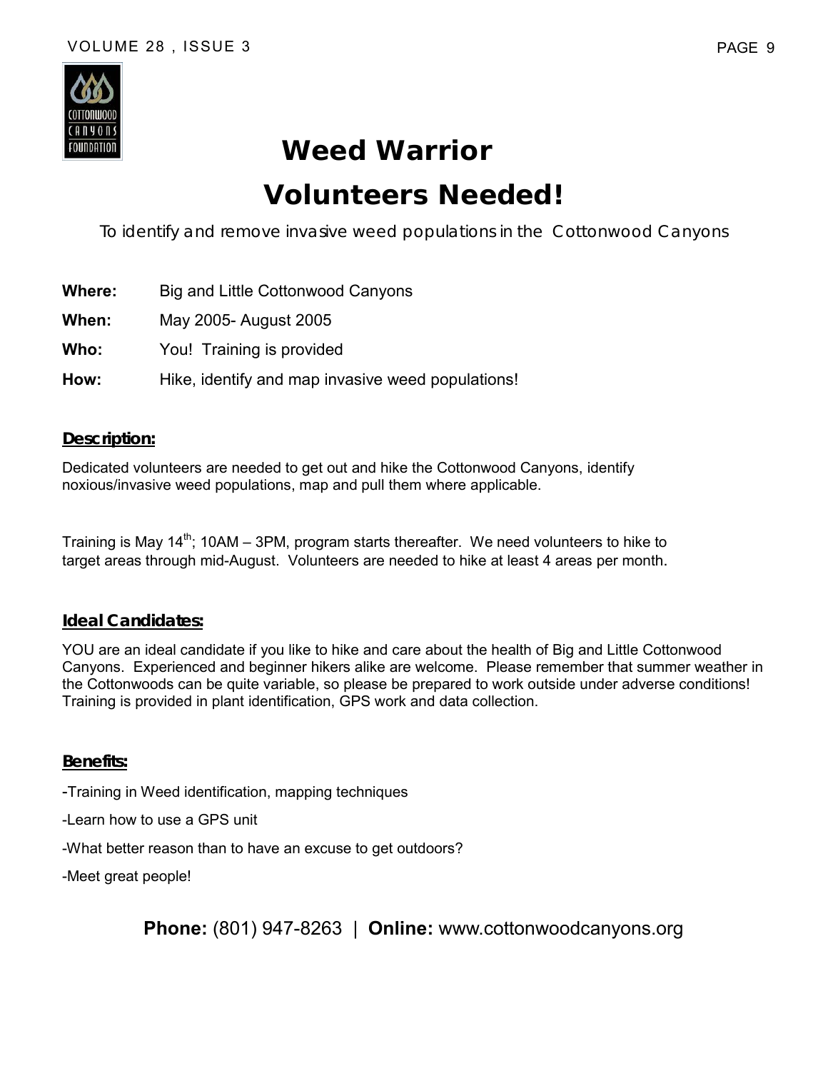# Weed Warrior

# Volunteers Needed!

To identify and remove invasive weed populations in the Cottonwood Canyons

**Where:** Big and Little Cottonwood Canyons

**When:** May 2005- August 2005

**Who:** You! Training is provided

**How:** Hike, identify and map invasive weed populations!

## Description:

Dedicated volunteers are needed to get out and hike the Cottonwood Canyons, identify noxious/invasive weed populations, map and pull them where applicable.

Training is May 14th; 10AM – 3PM, program starts thereafter. We need volunteers to hike to target areas through mid-August. Volunteers are needed to hike at least 4 areas per month.

## Ideal Candidates:

YOU are an ideal candidate if you like to hike and care about the health of Big and Little Cottonwood Canyons. Experienced and beginner hikers alike are welcome. Please remember that summer weather in the Cottonwoods can be quite variable, so please be prepared to work outside under adverse conditions! Training is provided in plant identification, GPS work and data collection.

## Benefits:

-Training in Weed identification, mapping techniques

-Learn how to use a GPS unit

-What better reason than to have an excuse to get outdoors?

-Meet great people!

**Phone:** (801) 947-8263 | **Online:** www.cottonwoodcanyons.org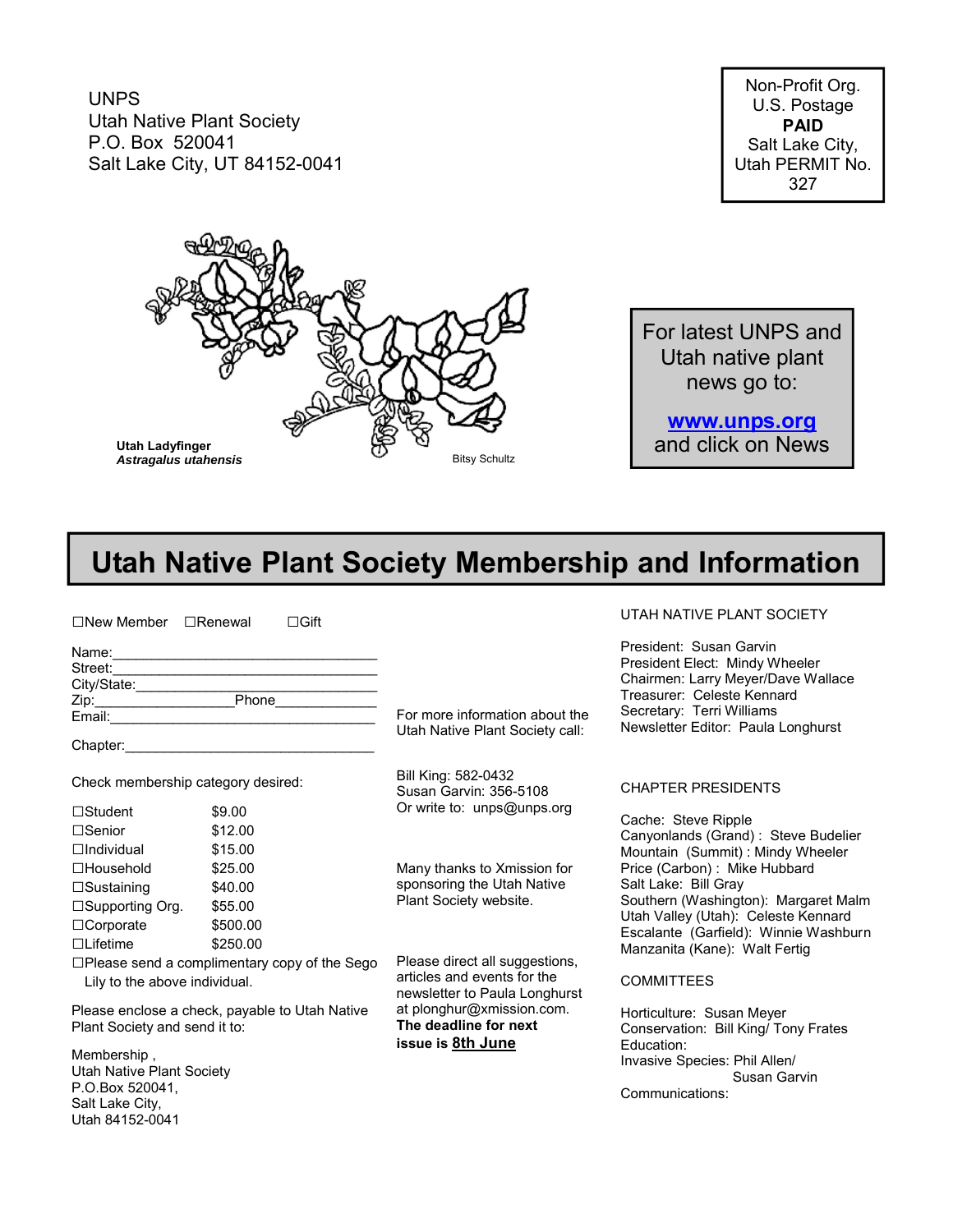UNPS
Utah Native Plant Society
P.O. Box 520041
Salt Lake City, UT 84152-0041

Non-Profit Org.
U.S. Postage
**PAID**
Salt Lake City,
Utah PERMIT No.
327

**Utah Ladyfinger**
***Astragalus utahensis***

Bitsy Schultz

For latest UNPS and Utah native plant news go to:

**www.unps.org**
and click on News

# Utah Native Plant Society Membership and Information

☐New Member ☐Renewal ☐Gift

Name:______________________________
Street:______________________________
City/State:___________________________
Zip:_______________Phone____________
Email:______________________________

Chapter:____________________________

Check membership category desired:

| | |
|---|---|
| ☐Student | $9.00 |
| ☐Senior | $12.00 |
| ☐Individual | $15.00 |
| ☐Household | $25.00 |
| ☐Sustaining | $40.00 |
| ☐Supporting Org. | $55.00 |
| ☐Corporate | $500.00 |
| ☐Lifetime | $250.00 |

☐Please send a complimentary copy of the Sego Lily to the above individual.

Please enclose a check, payable to Utah Native Plant Society and send it to:

Membership ,
Utah Native Plant Society
P.O.Box 520041,
Salt Lake City,
Utah 84152-0041

For more information about the Utah Native Plant Society call:

Bill King: 582-0432
Susan Garvin: 356-5108
Or write to: unps@unps.org

Many thanks to Xmission for sponsoring the Utah Native Plant Society website.

Please direct all suggestions, articles and events for the newsletter to Paula Longhurst at plonghur@xmission.com. **The deadline for next issue is <u>8th June</u>**

UTAH NATIVE PLANT SOCIETY

President: Susan Garvin
President Elect: Mindy Wheeler
Chairmen: Larry Meyer/Dave Wallace
Treasurer: Celeste Kennard
Secretary: Terri Williams
Newsletter Editor: Paula Longhurst

CHAPTER PRESIDENTS

Cache: Steve Ripple
Canyonlands (Grand) : Steve Budelier
Mountain (Summit) : Mindy Wheeler
Price (Carbon) : Mike Hubbard
Salt Lake: Bill Gray
Southern (Washington): Margaret Malm
Utah Valley (Utah): Celeste Kennard
Escalante (Garfield): Winnie Washburn
Manzanita (Kane): Walt Fertig

COMMITTEES

Horticulture: Susan Meyer
Conservation: Bill King/ Tony Frates
Education:
Invasive Species: Phil Allen/ Susan Garvin
Communications: